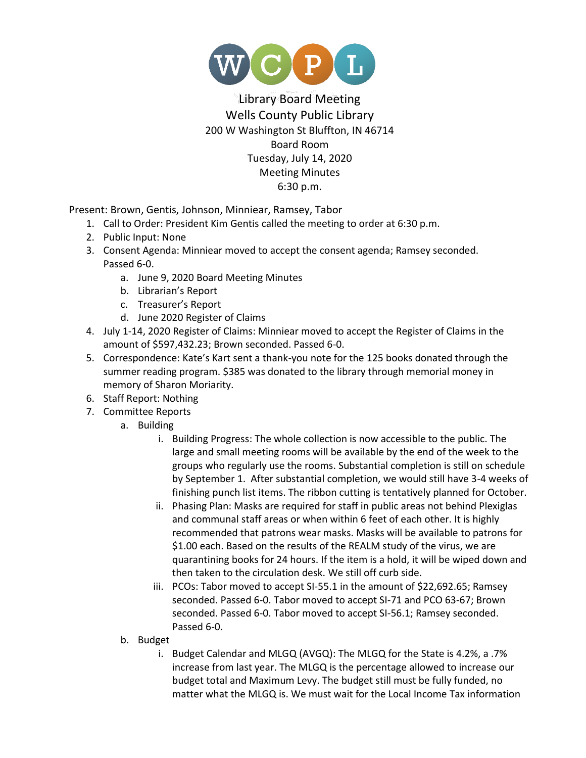# WCPL

Library Board Meeting
Wells County Public Library
200 W Washington St Bluffton, IN 46714
Board Room
Tuesday, July 14, 2020
Meeting Minutes
6:30 p.m.

Present: Brown, Gentis, Johnson, Minniear, Ramsey, Tabor

1. Call to Order: President Kim Gentis called the meeting to order at 6:30 p.m.
2. Public Input: None
3. Consent Agenda: Minniear moved to accept the consent agenda; Ramsey seconded. Passed 6-0.
   a. June 9, 2020 Board Meeting Minutes
   b. Librarian's Report
   c. Treasurer's Report
   d. June 2020 Register of Claims
4. July 1-14, 2020 Register of Claims: Minniear moved to accept the Register of Claims in the amount of $597,432.23; Brown seconded. Passed 6-0.
5. Correspondence: Kate's Kart sent a thank-you note for the 125 books donated through the summer reading program. $385 was donated to the library through memorial money in memory of Sharon Moriarity.
6. Staff Report: Nothing
7. Committee Reports
   a. Building
      i. Building Progress: The whole collection is now accessible to the public. The large and small meeting rooms will be available by the end of the week to the groups who regularly use the rooms. Substantial completion is still on schedule by September 1. After substantial completion, we would still have 3-4 weeks of finishing punch list items. The ribbon cutting is tentatively planned for October.
      ii. Phasing Plan: Masks are required for staff in public areas not behind Plexiglas and communal staff areas or when within 6 feet of each other. It is highly recommended that patrons wear masks. Masks will be available to patrons for $1.00 each. Based on the results of the REALM study of the virus, we are quarantining books for 24 hours. If the item is a hold, it will be wiped down and then taken to the circulation desk. We still off curb side.
      iii. PCOs: Tabor moved to accept SI-55.1 in the amount of $22,692.65; Ramsey seconded. Passed 6-0. Tabor moved to accept SI-71 and PCO 63-67; Brown seconded. Passed 6-0. Tabor moved to accept SI-56.1; Ramsey seconded. Passed 6-0.
   b. Budget
      i. Budget Calendar and MLGQ (AVGQ): The MLGQ for the State is 4.2%, a .7% increase from last year. The MLGQ is the percentage allowed to increase our budget total and Maximum Levy. The budget still must be fully funded, no matter what the MLGQ is. We must wait for the Local Income Tax information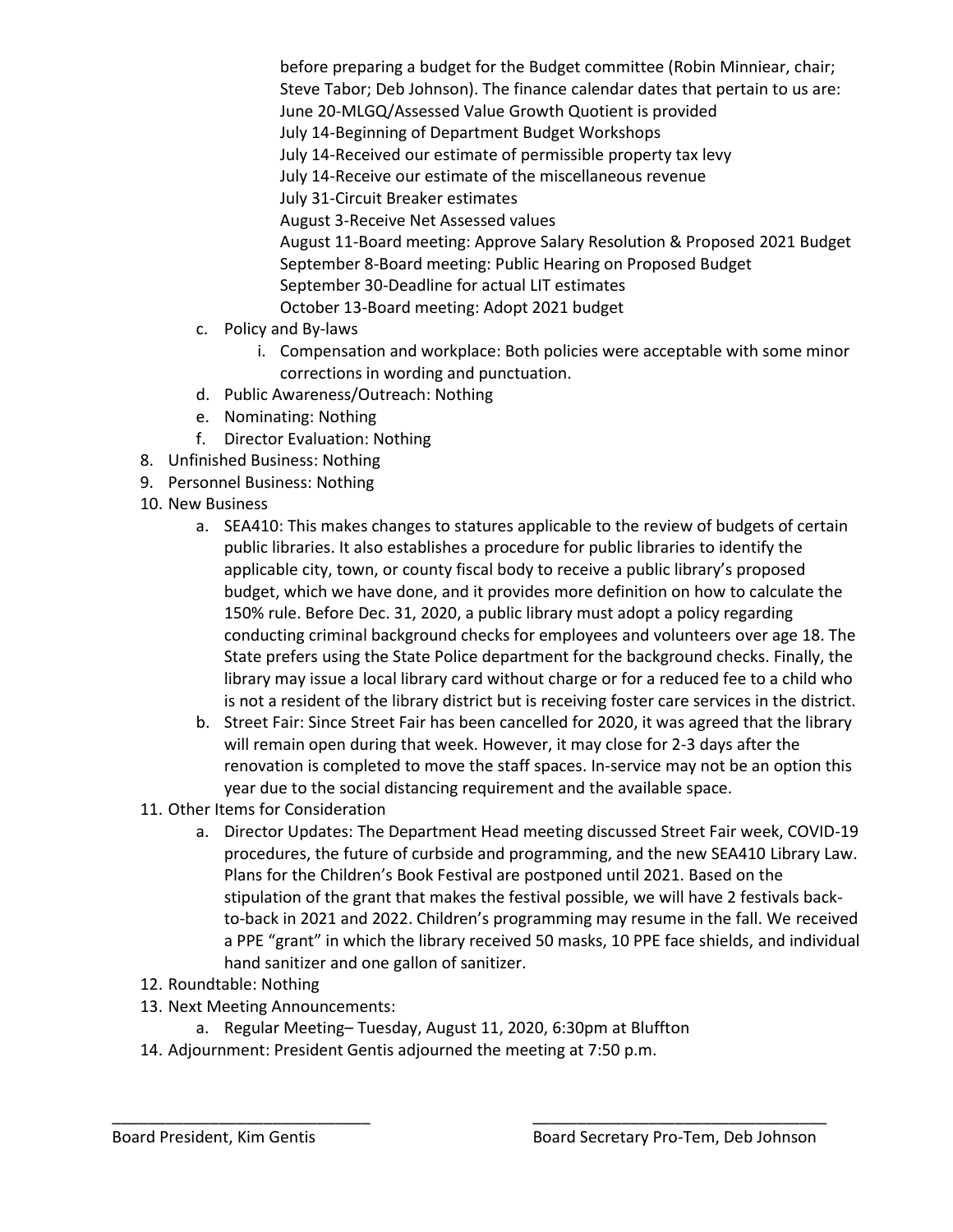before preparing a budget for the Budget committee (Robin Minniear, chair; Steve Tabor; Deb Johnson). The finance calendar dates that pertain to us are:
June 20-MLGQ/Assessed Value Growth Quotient is provided
July 14-Beginning of Department Budget Workshops
July 14-Received our estimate of permissible property tax levy
July 14-Receive our estimate of the miscellaneous revenue
July 31-Circuit Breaker estimates
August 3-Receive Net Assessed values
August 11-Board meeting: Approve Salary Resolution & Proposed 2021 Budget
September 8-Board meeting: Public Hearing on Proposed Budget
September 30-Deadline for actual LIT estimates
October 13-Board meeting: Adopt 2021 budget

   c. Policy and By-laws
      i. Compensation and workplace: Both policies were acceptable with some minor corrections in wording and punctuation.
   d. Public Awareness/Outreach: Nothing
   e. Nominating: Nothing
   f. Director Evaluation: Nothing

8. Unfinished Business: Nothing
9. Personnel Business: Nothing
10. New Business
   a. SEA410: This makes changes to statures applicable to the review of budgets of certain public libraries. It also establishes a procedure for public libraries to identify the applicable city, town, or county fiscal body to receive a public library's proposed budget, which we have done, and it provides more definition on how to calculate the 150% rule. Before Dec. 31, 2020, a public library must adopt a policy regarding conducting criminal background checks for employees and volunteers over age 18. The State prefers using the State Police department for the background checks. Finally, the library may issue a local library card without charge or for a reduced fee to a child who is not a resident of the library district but is receiving foster care services in the district.
   b. Street Fair: Since Street Fair has been cancelled for 2020, it was agreed that the library will remain open during that week. However, it may close for 2-3 days after the renovation is completed to move the staff spaces. In-service may not be an option this year due to the social distancing requirement and the available space.
11. Other Items for Consideration
   a. Director Updates: The Department Head meeting discussed Street Fair week, COVID-19 procedures, the future of curbside and programming, and the new SEA410 Library Law. Plans for the Children's Book Festival are postponed until 2021. Based on the stipulation of the grant that makes the festival possible, we will have 2 festivals back-to-back in 2021 and 2022. Children's programming may resume in the fall. We received a PPE "grant" in which the library received 50 masks, 10 PPE face shields, and individual hand sanitizer and one gallon of sanitizer.
12. Roundtable: Nothing
13. Next Meeting Announcements:
   a. Regular Meeting– Tuesday, August 11, 2020, 6:30pm at Bluffton
14. Adjournment: President Gentis adjourned the meeting at 7:50 p.m.

_____________________________ Board President, Kim Gentis

_________________________________ Board Secretary Pro-Tem, Deb Johnson